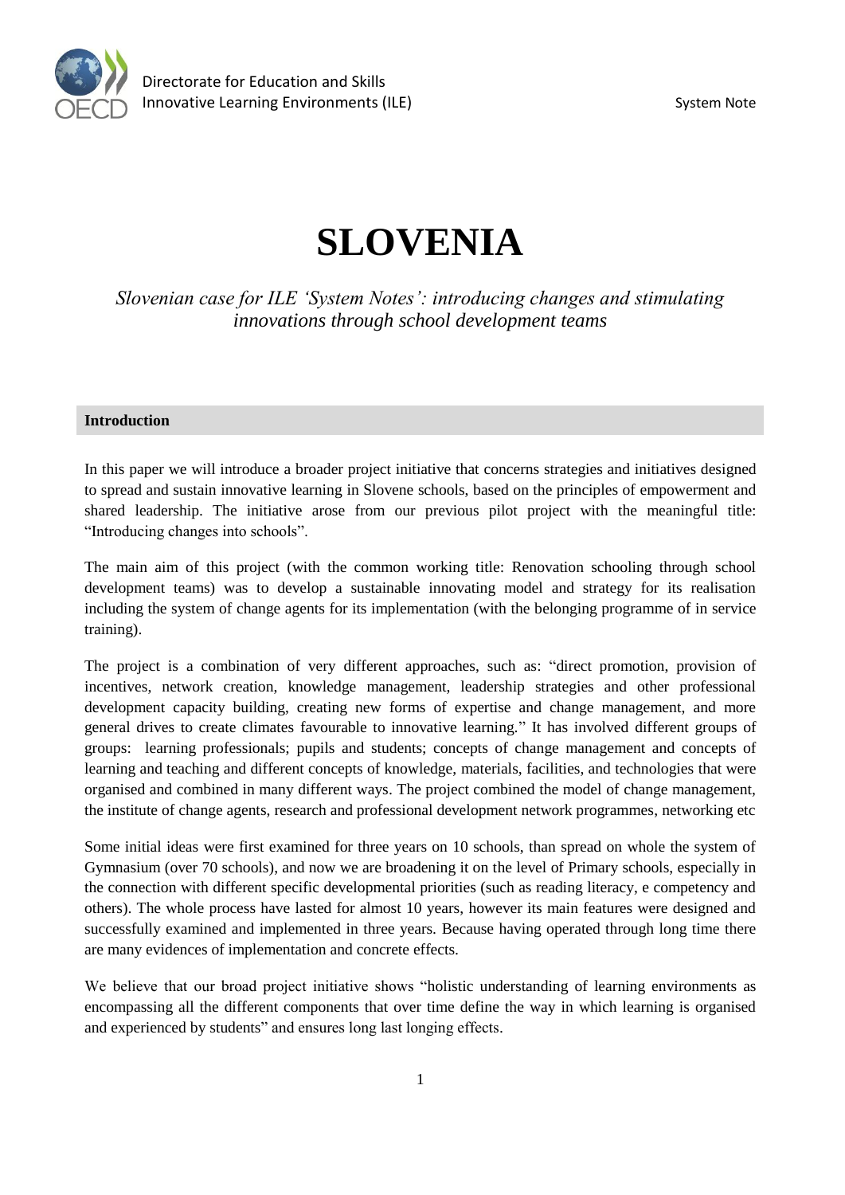# SLOVENIA

*Slovenian case for ILE 'System Notes': introducing changes and stimulating innovations through school development teams*

## Introduction

In this paper we will introduce a broader project initiative that concerns strategies and initiatives designed to spread and sustain innovative learning in Slovene schools, based on the principles of empowerment and shared leadership. The initiative arose from our previous pilot project with the meaningful title: "Introducing changes into schools".

The main aim of this project (with the common working title: Renovation schooling through school development teams) was to develop a sustainable innovating model and strategy for its realisation including the system of change agents for its implementation (with the belonging programme of in service training).

The project is a combination of very different approaches, such as: "direct promotion, provision of incentives, network creation, knowledge management, leadership strategies and other professional development capacity building, creating new forms of expertise and change management, and more general drives to create climates favourable to innovative learning." It has involved different groups of groups: learning professionals; pupils and students; concepts of change management and concepts of learning and teaching and different concepts of knowledge, materials, facilities, and technologies that were organised and combined in many different ways. The project combined the model of change management, the institute of change agents, research and professional development network programmes, networking etc

Some initial ideas were first examined for three years on 10 schools, than spread on whole the system of Gymnasium (over 70 schools), and now we are broadening it on the level of Primary schools, especially in the connection with different specific developmental priorities (such as reading literacy, e competency and others). The whole process have lasted for almost 10 years, however its main features were designed and successfully examined and implemented in three years. Because having operated through long time there are many evidences of implementation and concrete effects.

We believe that our broad project initiative shows "holistic understanding of learning environments as encompassing all the different components that over time define the way in which learning is organised and experienced by students" and ensures long last longing effects.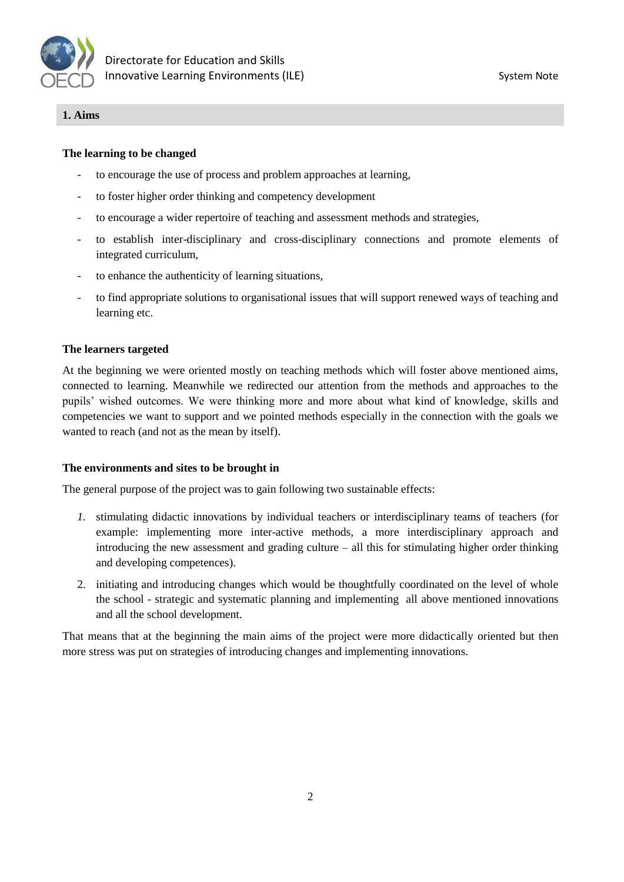## 1. Aims

### The learning to be changed

- to encourage the use of process and problem approaches at learning,
- to foster higher order thinking and competency development
- to encourage a wider repertoire of teaching and assessment methods and strategies,
- to establish inter-disciplinary and cross-disciplinary connections and promote elements of integrated curriculum,
- to enhance the authenticity of learning situations,
- to find appropriate solutions to organisational issues that will support renewed ways of teaching and learning etc.

### The learners targeted

At the beginning we were oriented mostly on teaching methods which will foster above mentioned aims, connected to learning. Meanwhile we redirected our attention from the methods and approaches to the pupils' wished outcomes. We were thinking more and more about what kind of knowledge, skills and competencies we want to support and we pointed methods especially in the connection with the goals we wanted to reach (and not as the mean by itself).

### The environments and sites to be brought in

The general purpose of the project was to gain following two sustainable effects:

1. stimulating didactic innovations by individual teachers or interdisciplinary teams of teachers (for example: implementing more inter-active methods, a more interdisciplinary approach and introducing the new assessment and grading culture – all this for stimulating higher order thinking and developing competences).
2. initiating and introducing changes which would be thoughtfully coordinated on the level of whole the school - strategic and systematic planning and implementing all above mentioned innovations and all the school development.

That means that at the beginning the main aims of the project were more didactically oriented but then more stress was put on strategies of introducing changes and implementing innovations.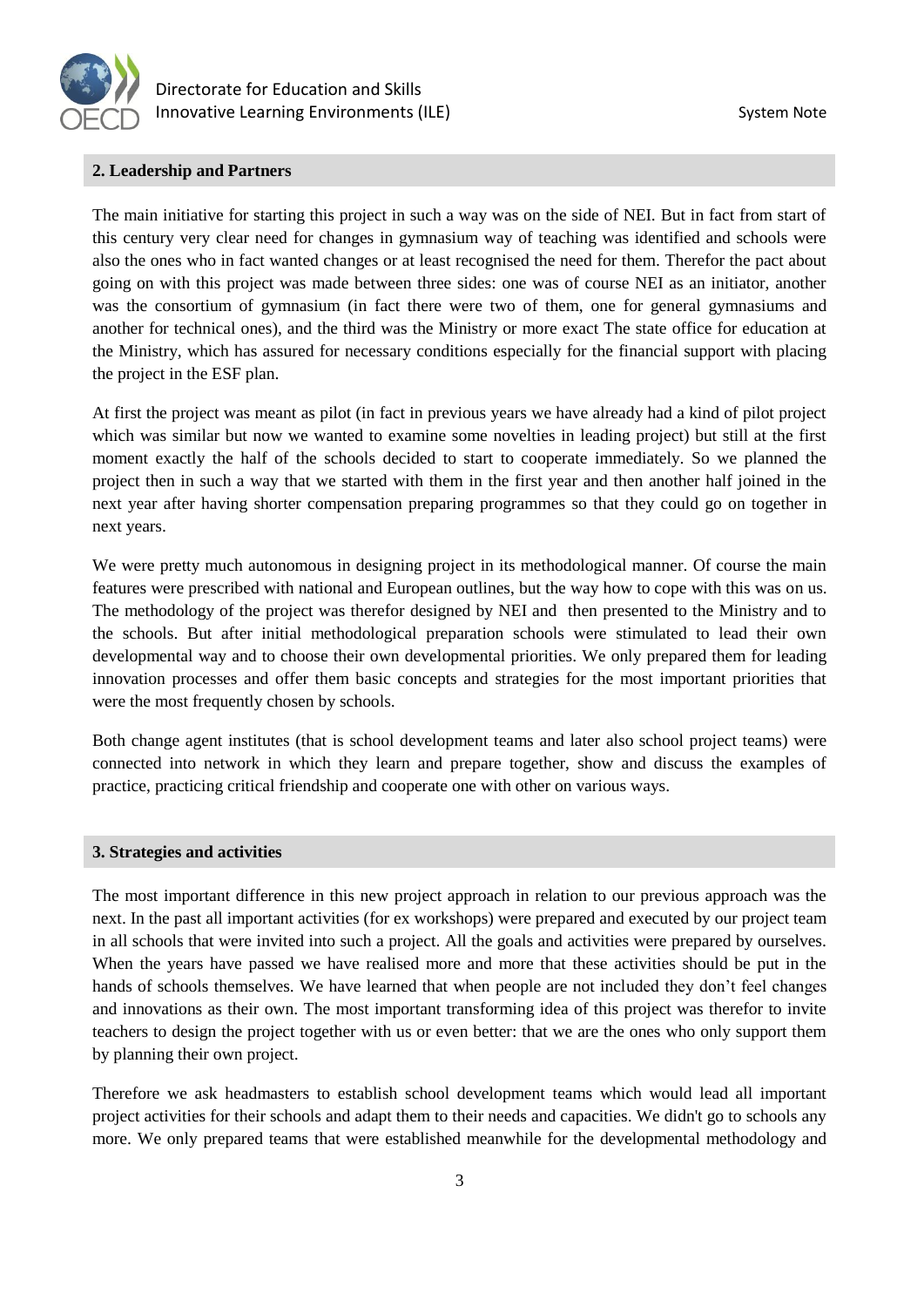## 2. Leadership and Partners

The main initiative for starting this project in such a way was on the side of NEI. But in fact from start of this century very clear need for changes in gymnasium way of teaching was identified and schools were also the ones who in fact wanted changes or at least recognised the need for them. Therefor the pact about going on with this project was made between three sides: one was of course NEI as an initiator, another was the consortium of gymnasium (in fact there were two of them, one for general gymnasiums and another for technical ones), and the third was the Ministry or more exact The state office for education at the Ministry, which has assured for necessary conditions especially for the financial support with placing the project in the ESF plan.

At first the project was meant as pilot (in fact in previous years we have already had a kind of pilot project which was similar but now we wanted to examine some novelties in leading project) but still at the first moment exactly the half of the schools decided to start to cooperate immediately. So we planned the project then in such a way that we started with them in the first year and then another half joined in the next year after having shorter compensation preparing programmes so that they could go on together in next years.

We were pretty much autonomous in designing project in its methodological manner. Of course the main features were prescribed with national and European outlines, but the way how to cope with this was on us. The methodology of the project was therefor designed by NEI and then presented to the Ministry and to the schools. But after initial methodological preparation schools were stimulated to lead their own developmental way and to choose their own developmental priorities. We only prepared them for leading innovation processes and offer them basic concepts and strategies for the most important priorities that were the most frequently chosen by schools.

Both change agent institutes (that is school development teams and later also school project teams) were connected into network in which they learn and prepare together, show and discuss the examples of practice, practicing critical friendship and cooperate one with other on various ways.

## 3. Strategies and activities

The most important difference in this new project approach in relation to our previous approach was the next. In the past all important activities (for ex workshops) were prepared and executed by our project team in all schools that were invited into such a project. All the goals and activities were prepared by ourselves. When the years have passed we have realised more and more that these activities should be put in the hands of schools themselves. We have learned that when people are not included they don't feel changes and innovations as their own. The most important transforming idea of this project was therefor to invite teachers to design the project together with us or even better: that we are the ones who only support them by planning their own project.

Therefore we ask headmasters to establish school development teams which would lead all important project activities for their schools and adapt them to their needs and capacities. We didn't go to schools any more. We only prepared teams that were established meanwhile for the developmental methodology and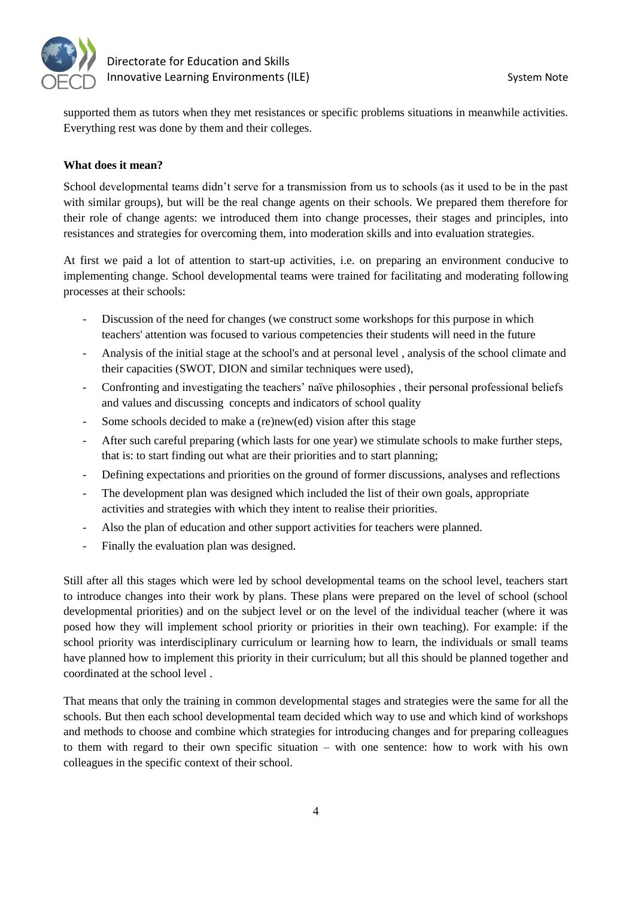supported them as tutors when they met resistances or specific problems situations in meanwhile activities. Everything rest was done by them and their colleges.

**What does it mean?**

School developmental teams didn't serve for a transmission from us to schools (as it used to be in the past with similar groups), but will be the real change agents on their schools. We prepared them therefore for their role of change agents: we introduced them into change processes, their stages and principles, into resistances and strategies for overcoming them, into moderation skills and into evaluation strategies.

At first we paid a lot of attention to start-up activities, i.e. on preparing an environment conducive to implementing change. School developmental teams were trained for facilitating and moderating following processes at their schools:

- Discussion of the need for changes (we construct some workshops for this purpose in which teachers' attention was focused to various competencies their students will need in the future
- Analysis of the initial stage at the school's and at personal level , analysis of the school climate and their capacities (SWOT, DION and similar techniques were used),
- Confronting and investigating the teachers' naïve philosophies , their personal professional beliefs and values and discussing concepts and indicators of school quality
- Some schools decided to make a (re)new(ed) vision after this stage
- After such careful preparing (which lasts for one year) we stimulate schools to make further steps, that is: to start finding out what are their priorities and to start planning;
- Defining expectations and priorities on the ground of former discussions, analyses and reflections
- The development plan was designed which included the list of their own goals, appropriate activities and strategies with which they intent to realise their priorities.
- Also the plan of education and other support activities for teachers were planned.
- Finally the evaluation plan was designed.

Still after all this stages which were led by school developmental teams on the school level, teachers start to introduce changes into their work by plans. These plans were prepared on the level of school (school developmental priorities) and on the subject level or on the level of the individual teacher (where it was posed how they will implement school priority or priorities in their own teaching). For example: if the school priority was interdisciplinary curriculum or learning how to learn, the individuals or small teams have planned how to implement this priority in their curriculum; but all this should be planned together and coordinated at the school level .

That means that only the training in common developmental stages and strategies were the same for all the schools. But then each school developmental team decided which way to use and which kind of workshops and methods to choose and combine which strategies for introducing changes and for preparing colleagues to them with regard to their own specific situation – with one sentence: how to work with his own colleagues in the specific context of their school.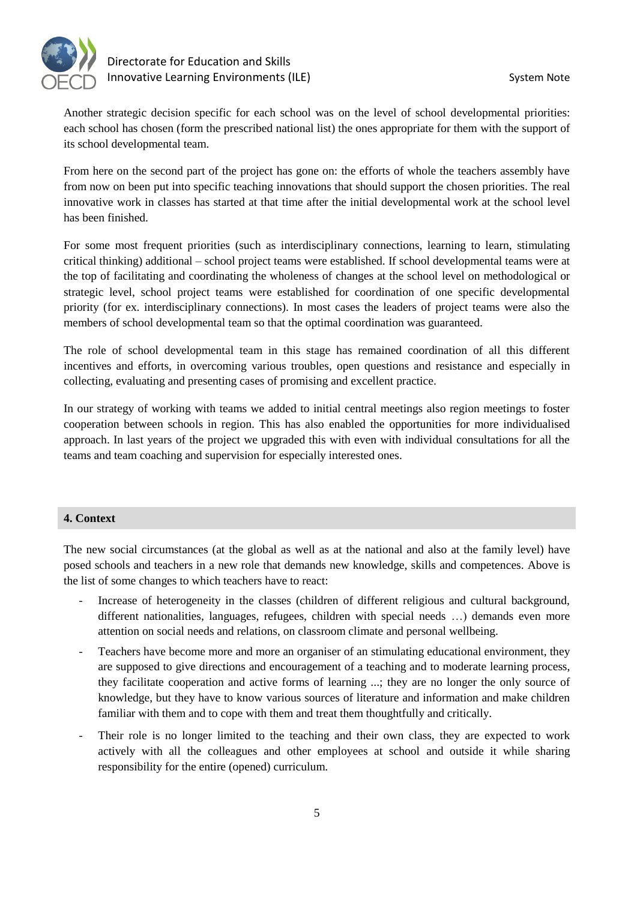Another strategic decision specific for each school was on the level of school developmental priorities: each school has chosen (form the prescribed national list) the ones appropriate for them with the support of its school developmental team.

From here on the second part of the project has gone on: the efforts of whole the teachers assembly have from now on been put into specific teaching innovations that should support the chosen priorities. The real innovative work in classes has started at that time after the initial developmental work at the school level has been finished.

For some most frequent priorities (such as interdisciplinary connections, learning to learn, stimulating critical thinking) additional – school project teams were established. If school developmental teams were at the top of facilitating and coordinating the wholeness of changes at the school level on methodological or strategic level, school project teams were established for coordination of one specific developmental priority (for ex. interdisciplinary connections). In most cases the leaders of project teams were also the members of school developmental team so that the optimal coordination was guaranteed.

The role of school developmental team in this stage has remained coordination of all this different incentives and efforts, in overcoming various troubles, open questions and resistance and especially in collecting, evaluating and presenting cases of promising and excellent practice.

In our strategy of working with teams we added to initial central meetings also region meetings to foster cooperation between schools in region. This has also enabled the opportunities for more individualised approach. In last years of the project we upgraded this with even with individual consultations for all the teams and team coaching and supervision for especially interested ones.

## 4. Context

The new social circumstances (at the global as well as at the national and also at the family level) have posed schools and teachers in a new role that demands new knowledge, skills and competences. Above is the list of some changes to which teachers have to react:

- Increase of heterogeneity in the classes (children of different religious and cultural background, different nationalities, languages, refugees, children with special needs …) demands even more attention on social needs and relations, on classroom climate and personal wellbeing.
- Teachers have become more and more an organiser of an stimulating educational environment, they are supposed to give directions and encouragement of a teaching and to moderate learning process, they facilitate cooperation and active forms of learning ...; they are no longer the only source of knowledge, but they have to know various sources of literature and information and make children familiar with them and to cope with them and treat them thoughtfully and critically.
- Their role is no longer limited to the teaching and their own class, they are expected to work actively with all the colleagues and other employees at school and outside it while sharing responsibility for the entire (opened) curriculum.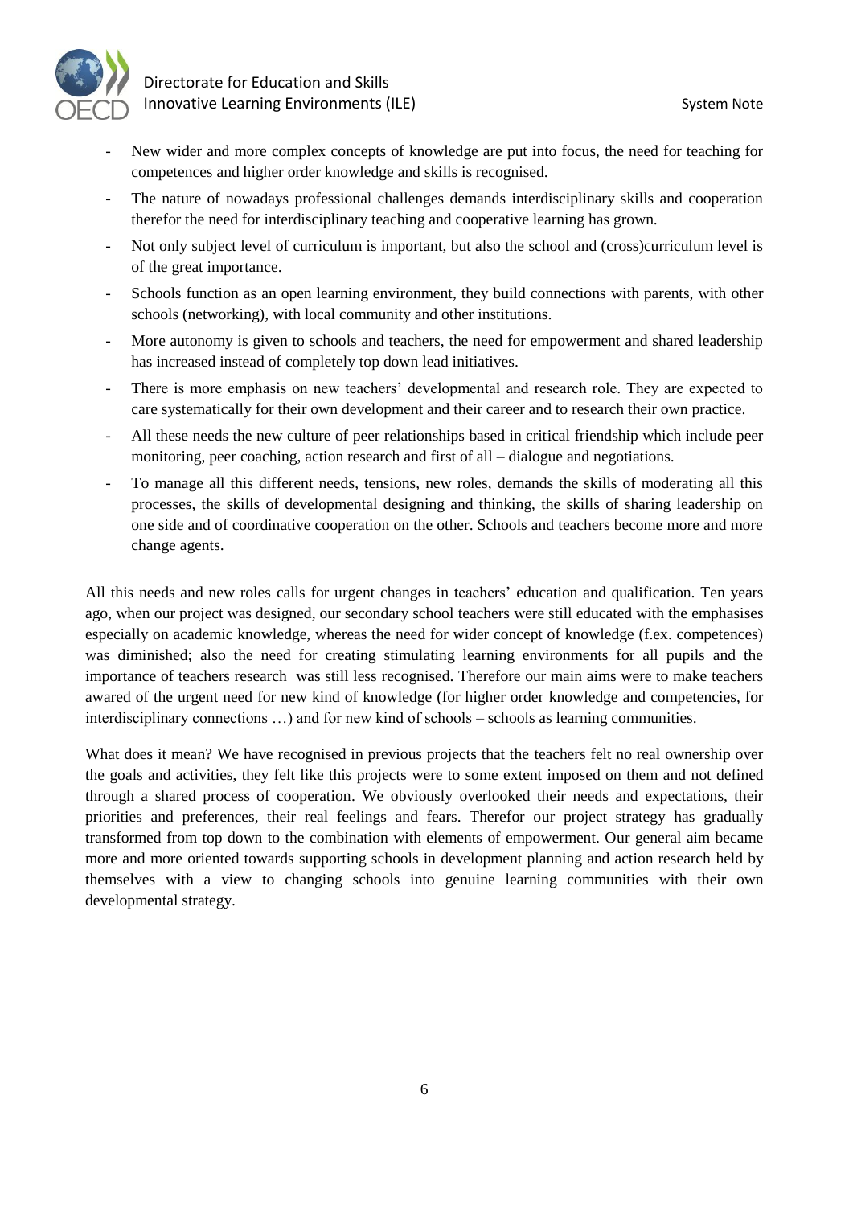- New wider and more complex concepts of knowledge are put into focus, the need for teaching for competences and higher order knowledge and skills is recognised.
- The nature of nowadays professional challenges demands interdisciplinary skills and cooperation therefor the need for interdisciplinary teaching and cooperative learning has grown.
- Not only subject level of curriculum is important, but also the school and (cross)curriculum level is of the great importance.
- Schools function as an open learning environment, they build connections with parents, with other schools (networking), with local community and other institutions.
- More autonomy is given to schools and teachers, the need for empowerment and shared leadership has increased instead of completely top down lead initiatives.
- There is more emphasis on new teachers' developmental and research role. They are expected to care systematically for their own development and their career and to research their own practice.
- All these needs the new culture of peer relationships based in critical friendship which include peer monitoring, peer coaching, action research and first of all – dialogue and negotiations.
- To manage all this different needs, tensions, new roles, demands the skills of moderating all this processes, the skills of developmental designing and thinking, the skills of sharing leadership on one side and of coordinative cooperation on the other. Schools and teachers become more and more change agents.

All this needs and new roles calls for urgent changes in teachers' education and qualification. Ten years ago, when our project was designed, our secondary school teachers were still educated with the emphasises especially on academic knowledge, whereas the need for wider concept of knowledge (f.ex. competences) was diminished; also the need for creating stimulating learning environments for all pupils and the importance of teachers research was still less recognised. Therefore our main aims were to make teachers awared of the urgent need for new kind of knowledge (for higher order knowledge and competencies, for interdisciplinary connections …) and for new kind of schools – schools as learning communities.

What does it mean? We have recognised in previous projects that the teachers felt no real ownership over the goals and activities, they felt like this projects were to some extent imposed on them and not defined through a shared process of cooperation. We obviously overlooked their needs and expectations, their priorities and preferences, their real feelings and fears. Therefor our project strategy has gradually transformed from top down to the combination with elements of empowerment. Our general aim became more and more oriented towards supporting schools in development planning and action research held by themselves with a view to changing schools into genuine learning communities with their own developmental strategy.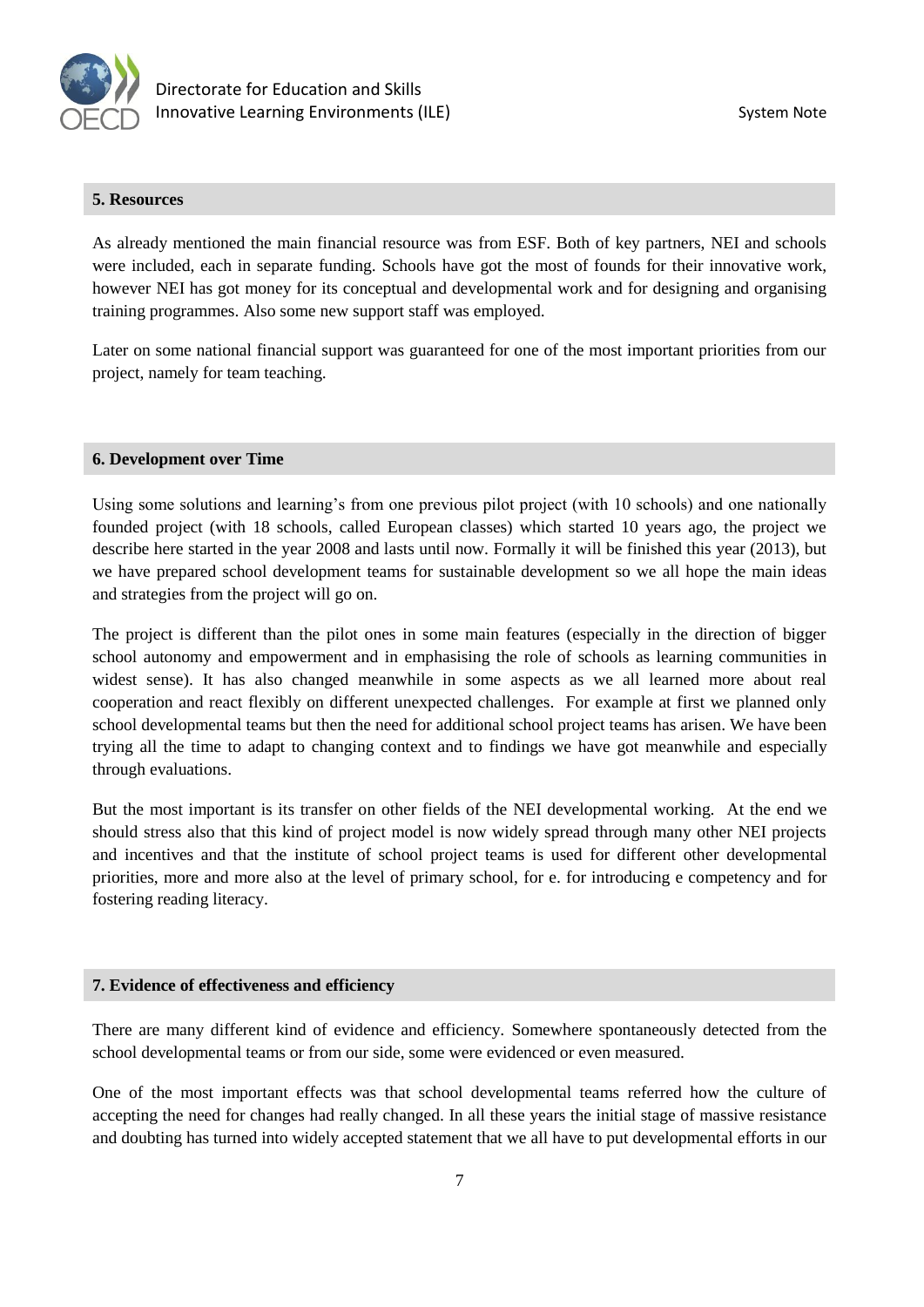## 5. Resources

As already mentioned the main financial resource was from ESF. Both of key partners, NEI and schools were included, each in separate funding. Schools have got the most of founds for their innovative work, however NEI has got money for its conceptual and developmental work and for designing and organising training programmes. Also some new support staff was employed.

Later on some national financial support was guaranteed for one of the most important priorities from our project, namely for team teaching.

## 6. Development over Time

Using some solutions and learning's from one previous pilot project (with 10 schools) and one nationally founded project (with 18 schools, called European classes) which started 10 years ago, the project we describe here started in the year 2008 and lasts until now. Formally it will be finished this year (2013), but we have prepared school development teams for sustainable development so we all hope the main ideas and strategies from the project will go on.

The project is different than the pilot ones in some main features (especially in the direction of bigger school autonomy and empowerment and in emphasising the role of schools as learning communities in widest sense). It has also changed meanwhile in some aspects as we all learned more about real cooperation and react flexibly on different unexpected challenges. For example at first we planned only school developmental teams but then the need for additional school project teams has arisen. We have been trying all the time to adapt to changing context and to findings we have got meanwhile and especially through evaluations.

But the most important is its transfer on other fields of the NEI developmental working. At the end we should stress also that this kind of project model is now widely spread through many other NEI projects and incentives and that the institute of school project teams is used for different other developmental priorities, more and more also at the level of primary school, for e. for introducing e competency and for fostering reading literacy.

## 7. Evidence of effectiveness and efficiency

There are many different kind of evidence and efficiency. Somewhere spontaneously detected from the school developmental teams or from our side, some were evidenced or even measured.

One of the most important effects was that school developmental teams referred how the culture of accepting the need for changes had really changed. In all these years the initial stage of massive resistance and doubting has turned into widely accepted statement that we all have to put developmental efforts in our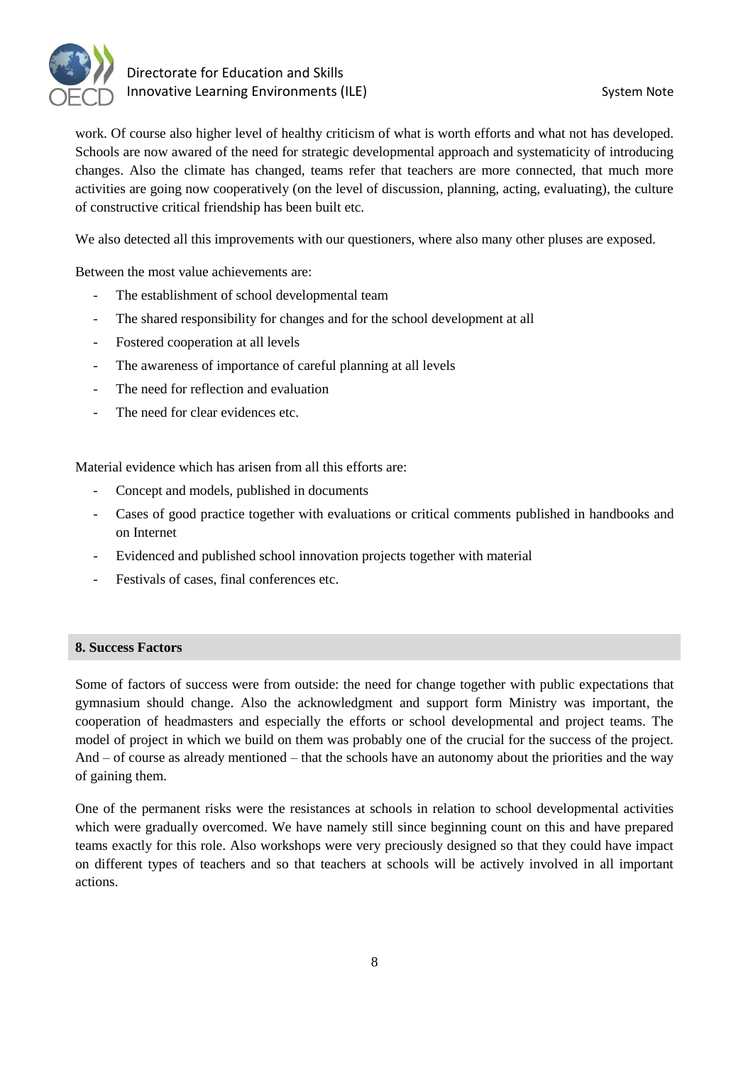work. Of course also higher level of healthy criticism of what is worth efforts and what not has developed. Schools are now awared of the need for strategic developmental approach and systematicity of introducing changes. Also the climate has changed, teams refer that teachers are more connected, that much more activities are going now cooperatively (on the level of discussion, planning, acting, evaluating), the culture of constructive critical friendship has been built etc.

We also detected all this improvements with our questioners, where also many other pluses are exposed.

Between the most value achievements are:

- The establishment of school developmental team
- The shared responsibility for changes and for the school development at all
- Fostered cooperation at all levels
- The awareness of importance of careful planning at all levels
- The need for reflection and evaluation
- The need for clear evidences etc.

Material evidence which has arisen from all this efforts are:

- Concept and models, published in documents
- Cases of good practice together with evaluations or critical comments published in handbooks and on Internet
- Evidenced and published school innovation projects together with material
- Festivals of cases, final conferences etc.

## 8. Success Factors

Some of factors of success were from outside: the need for change together with public expectations that gymnasium should change. Also the acknowledgment and support form Ministry was important, the cooperation of headmasters and especially the efforts or school developmental and project teams. The model of project in which we build on them was probably one of the crucial for the success of the project. And – of course as already mentioned – that the schools have an autonomy about the priorities and the way of gaining them.

One of the permanent risks were the resistances at schools in relation to school developmental activities which were gradually overcomed. We have namely still since beginning count on this and have prepared teams exactly for this role. Also workshops were very preciously designed so that they could have impact on different types of teachers and so that teachers at schools will be actively involved in all important actions.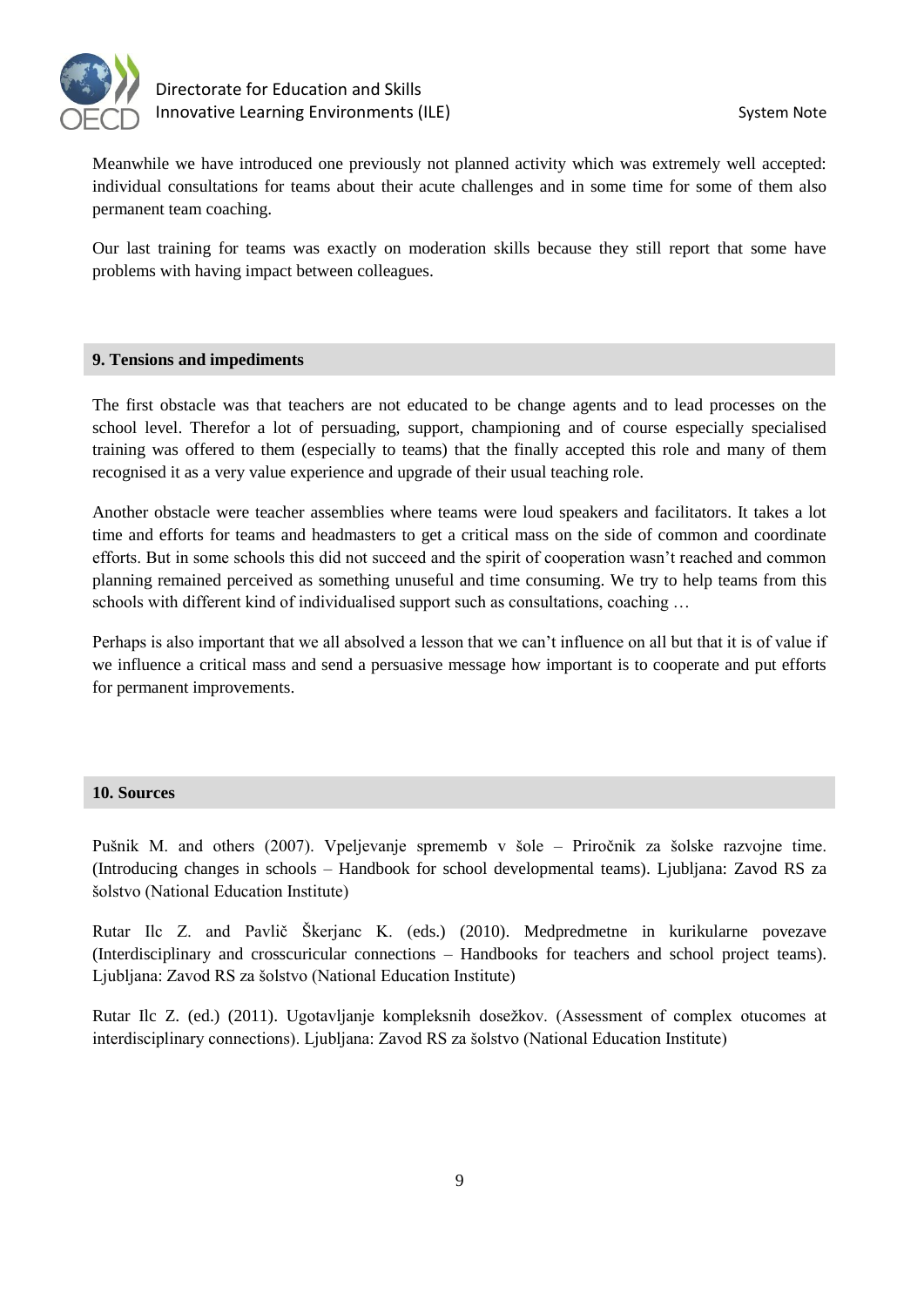Meanwhile we have introduced one previously not planned activity which was extremely well accepted: individual consultations for teams about their acute challenges and in some time for some of them also permanent team coaching.

Our last training for teams was exactly on moderation skills because they still report that some have problems with having impact between colleagues.

## 9. Tensions and impediments

The first obstacle was that teachers are not educated to be change agents and to lead processes on the school level. Therefor a lot of persuading, support, championing and of course especially specialised training was offered to them (especially to teams) that the finally accepted this role and many of them recognised it as a very value experience and upgrade of their usual teaching role.

Another obstacle were teacher assemblies where teams were loud speakers and facilitators. It takes a lot time and efforts for teams and headmasters to get a critical mass on the side of common and coordinate efforts. But in some schools this did not succeed and the spirit of cooperation wasn't reached and common planning remained perceived as something unuseful and time consuming. We try to help teams from this schools with different kind of individualised support such as consultations, coaching …

Perhaps is also important that we all absolved a lesson that we can't influence on all but that it is of value if we influence a critical mass and send a persuasive message how important is to cooperate and put efforts for permanent improvements.

## 10. Sources

Pušnik M. and others (2007). Vpeljevanje sprememb v šole – Priročnik za šolske razvojne time. (Introducing changes in schools – Handbook for school developmental teams). Ljubljana: Zavod RS za šolstvo (National Education Institute)

Rutar Ilc Z. and Pavlič Škerjanc K. (eds.) (2010). Medpredmetne in kurikularne povezave (Interdisciplinary and crosscuricular connections – Handbooks for teachers and school project teams). Ljubljana: Zavod RS za šolstvo (National Education Institute)

Rutar Ilc Z. (ed.) (2011). Ugotavljanje kompleksnih dosežkov. (Assessment of complex otucomes at interdisciplinary connections). Ljubljana: Zavod RS za šolstvo (National Education Institute)